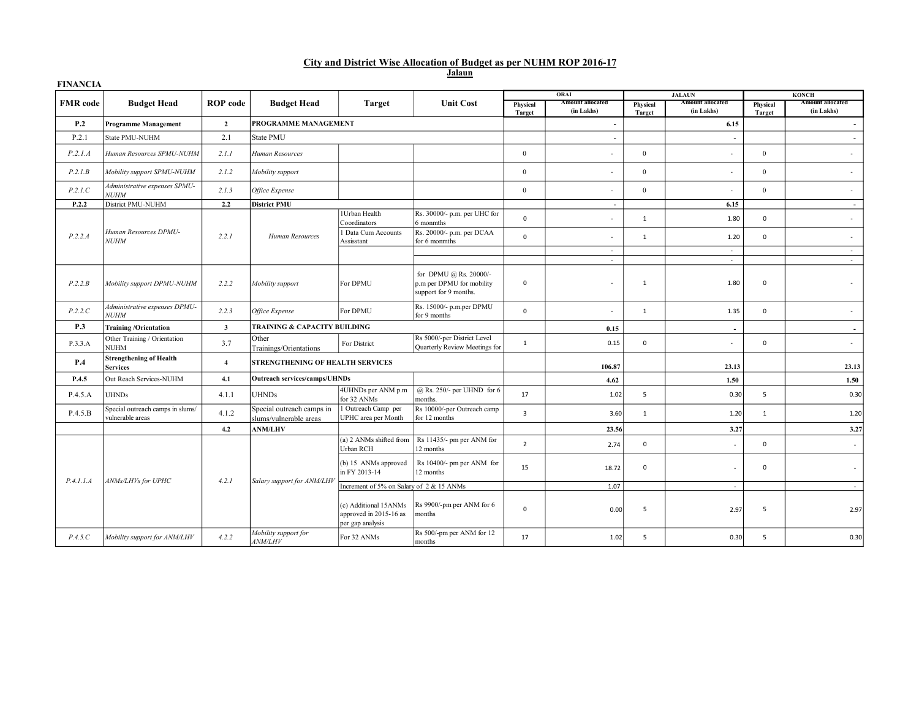## City and District Wise Allocation of Budget as per NUHM ROP 2016-17

**Jalaun**

**FINANCIA**

| FMR code | Budget Head | ROP code | Budget Head | Target | Unit Cost | ORAI | | JALAUN | | KONCH | |
|---|---|---|---|---|---|---|---|---|---|---|---|
| | | | | | | Physical Target | Amount allocated (in Lakhs) | Physical Target | Amount allocated (in Lakhs) | Physical Target | Amount allocated (in Lakhs) |
| **P.2** | **Programme Management** | **2** | **PROGRAMME MANAGEMENT** | | | | **-** | | **6.15** | | **-** |
| P.2.1 | State PMU-NUHM | 2.1 | State PMU | | | | - | | - | | - |
| *P.2.1.A* | *Human Resources SPMU-NUHM* | *2.1.1* | *Human Resources* | | | 0 | - | 0 | - | 0 | - |
| *P.2.1.B* | *Mobility support SPMU-NUHM* | *2.1.2* | *Mobility support* | | | 0 | - | 0 | - | 0 | - |
| *P.2.1.C* | *Administrative expenses SPMU-NUHM* | *2.1.3* | *Office Expense* | | | 0 | - | 0 | - | 0 | - |
| **P.2.2** | District PMU-NUHM | **2.2** | **District PMU** | | | | **-** | | **6.15** | | **-** |
| *P.2.2.A* | *Human Resources DPMU-NUHM* | *2.2.1* | *Human Resources* | 1Urban Health Coordinators | Rs. 30000/- p.m. per UHC for 6 monmths | 0 | - | 1 | 1.80 | 0 | - |
| | | | | 1 Data Cum Accounts Assisstant | Rs. 20000/- p.m. per DCAA for 6 monmths | 0 | - | 1 | 1.20 | 0 | - |
| | | | | | | | - | | - | | - |
| | | | | | | | - | | - | | - |
| *P.2.2.B* | *Mobility support DPMU-NUHM* | *2.2.2* | *Mobility support* | For DPMU | for DPMU @ Rs. 20000/- p.m per DPMU for mobility support for 9 months. | 0 | - | 1 | 1.80 | 0 | - |
| *P.2.2.C* | *Administrative expenses DPMU-NUHM* | *2.2.3* | *Office Expense* | For DPMU | Rs. 15000/- p.m.per DPMU for 9 months | 0 | - | 1 | 1.35 | 0 | - |
| **P.3** | **Training /Orientation** | **3** | **TRAINING & CAPACITY BUILDING** | | | | **0.15** | | **-** | | **-** |
| P.3.3.A | Other Training / Orientation NUHM | 3.7 | Other Trainings/Orientations | For District | Rs 5000/-per District Level Quarterly Review Meetings for | 1 | 0.15 | 0 | - | 0 | - |
| **P.4** | **Strengthening of Health Services** | **4** | **STRENGTHENING OF HEALTH SERVICES** | | | | **106.87** | | **23.13** | | **23.13** |
| **P.4.5** | Out Reach Services-NUHM | **4.1** | **Outreach services/camps/UHNDs** | | | | **4.62** | | **1.50** | | **1.50** |
| P.4.5.A | UHNDs | 4.1.1 | UHNDs | 4UHNDs per ANM p.m for 32 ANMs | @ Rs. 250/- per UHND for 6 months. | 17 | 1.02 | 5 | 0.30 | 5 | 0.30 |
| P.4.5.B | Special outreach camps in slums/ vulnerable areas | 4.1.2 | Special outreach camps in slums/vulnerable areas | 1 Outreach Camp per UPHC area per Month | Rs 10000/-per Outreach camp for 12 months | 3 | 3.60 | 1 | 1.20 | 1 | 1.20 |
| | | **4.2** | **ANM/LHV** | | | | **23.56** | | **3.27** | | **3.27** |
| *P.4.1.1.A* | *ANMs/LHVs for UPHC* | *4.2.1* | *Salary support for ANM/LHV* | (a) 2 ANMs shifted from Urban RCH | Rs 11435/- pm per ANM for 12 months | 2 | 2.74 | 0 | - | 0 | - |
| | | | | (b) 15 ANMs approved in FY 2013-14 | Rs 10400/- pm per ANM for 12 months | 15 | 18.72 | 0 | - | 0 | - |
| | | | | Increment of 5% on Salary of 2 & 15 ANMs | | | 1.07 | | - | | - |
| | | | | (c) Additional 15ANMs approved in 2015-16 as per gap analysis | Rs 9900/-pm per ANM for 6 months | 0 | 0.00 | 5 | 2.97 | 5 | 2.97 |
| *P.4.5.C* | *Mobility support for ANM/LHV* | *4.2.2* | *Mobility support for ANM/LHV* | For 32 ANMs | Rs 500/-pm per ANM for 12 months | 17 | 1.02 | 5 | 0.30 | 5 | 0.30 |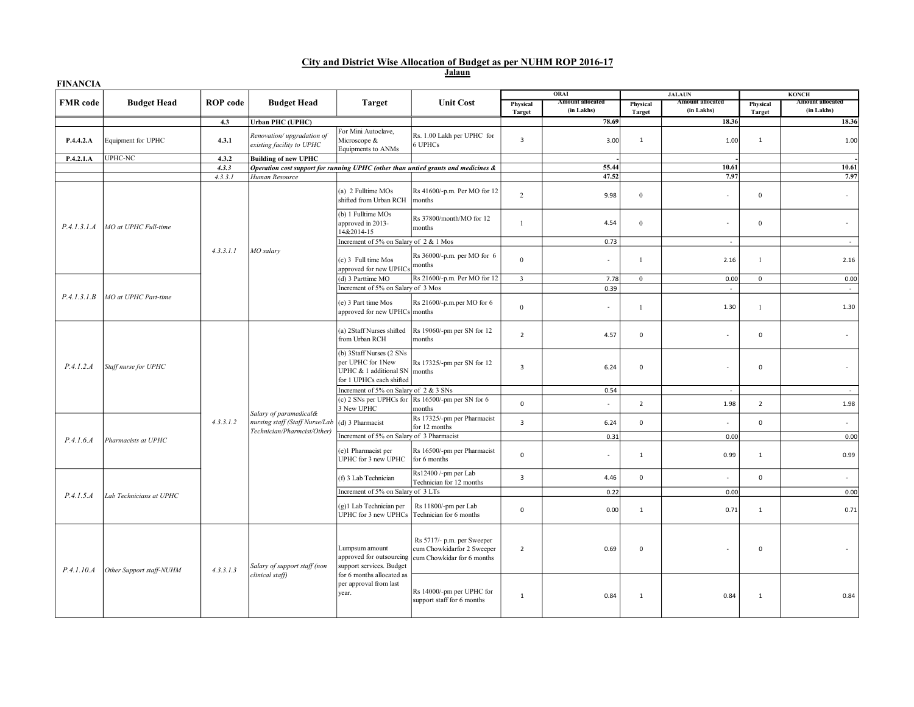## City and District Wise Allocation of Budget as per NUHM ROP 2016-17

### Jalaun

**FINANCIA**

| FMR code | Budget Head | ROP code | Budget Head | Target | Unit Cost | ORAI | | JALAUN | | KONCH | |
|---|---|---|---|---|---|---|---|---|---|---|---|
| | | | | | | Physical Target | Amount allocated (in Lakhs) | Physical Target | Amount allocated (in Lakhs) | Physical Target | Amount allocated (in Lakhs) |
| | | 4.3 | **Urban PHC (UPHC)** | | | | 78.69 | | 18.36 | | 18.36 |
| **P.4.4.2.A** | Equipment for UPHC | 4.3.1 | *Renovation/ upgradation of existing facility to UPHC* | For Mini Autoclave, Microscope & Equipments to ANMs | Rs. 1.00 Lakh per UPHC for 6 UPHCs | 3 | 3.00 | 1 | 1.00 | 1 | 1.00 |
| **P.4.2.1.A** | UPHC-NC | 4.3.2 | **Building of new UPHC** | | | | - | | - | | - |
| | | *4.3.3* | ***Operation cost support for running UPHC (other than untied grants and medicines &*** | | | | 55.44 | | 10.61 | | 10.61 |
| | | *4.3.3.1* | *Human Resource* | | | | 47.52 | | 7.97 | | 7.97 |
| *P.4.1.3.1.A* | *MO at UPHC Full-time* | *4.3.3.1.1* | *MO salary* | (a) 2 Fulltime MOs shifted from Urban RCH | Rs 41600/-p.m. Per MO for 12 months | 2 | 9.98 | 0 | - | 0 | - |
| | | | | (b) 1 Fulltime MOs approved in 2013-14&2014-15 | Rs 37800/month/MO for 12 months | 1 | 4.54 | 0 | - | 0 | - |
| | | | | Increment of 5% on Salary of 2 & 1 Mos | | | 0.73 | | - | | - |
| | | | | (c) 3 Full time Mos approved for new UPHCs | Rs 36000/-p.m. per MO for 6 months | 0 | - | 1 | 2.16 | 1 | 2.16 |
| *P.4.1.3.1.B* | *MO at UPHC Part-time* | | | (d) 3 Parttime MO | Rs 21600/-p.m. Per MO for 12 | 3 | 7.78 | 0 | 0.00 | 0 | 0.00 |
| | | | | Increment of 5% on Salary of 3 Mos | | | 0.39 | | - | | - |
| | | | | (e) 3 Part time Mos approved for new UPHCs | Rs 21600/-p.m.per MO for 6 months | 0 | - | 1 | 1.30 | 1 | 1.30 |
| *P.4.1.2.A* | *Staff nurse for UPHC* | *4.3.3.1.2* | *Salary of paramedical& nursing staff (Staff Nurse/Lab Technician/Pharmcist/Other)* | (a) 2Staff Nurses shifted from Urban RCH | Rs 19060/-pm per SN for 12 months | 2 | 4.57 | 0 | - | 0 | - |
| | | | | (b) 3Staff Nurses (2 SNs per UPHC for 1New UPHC & 1 additional SN for 1 UPHCs each shifted | Rs 17325/-pm per SN for 12 months | 3 | 6.24 | 0 | - | 0 | - |
| | | | | Increment of 5% on Salary of 2 & 3 SNs | | | 0.54 | | - | | - |
| | | | | (c) 2 SNs per UPHCs for 3 New UPHC | Rs 16500/-pm per SN for 6 months | 0 | - | 2 | 1.98 | 2 | 1.98 |
| *P.4.1.6.A* | *Pharmacists at UPHC* | | | (d) 3 Pharmacist | Rs 17325/-pm per Pharmacist for 12 months | 3 | 6.24 | 0 | - | 0 | - |
| | | | | Increment of 5% on Salary of 3 Pharmacist | | | 0.31 | | 0.00 | | 0.00 |
| | | | | (e)1 Pharmacist per UPHC for 3 new UPHC | Rs 16500/-pm per Pharmacist for 6 months | 0 | - | 1 | 0.99 | 1 | 0.99 |
| *P.4.1.5.A* | *Lab Technicians at UPHC* | | | (f) 3 Lab Technician | Rs12400 /-pm per Lab Technician for 12 months | 3 | 4.46 | 0 | - | 0 | - |
| | | | | Increment of 5% on Salary of 3 LTs | | | 0.22 | | 0.00 | | 0.00 |
| | | | | (g)1 Lab Technician per UPHC for 3 new UPHCs | Rs 11800/-pm per Lab Technician for 6 months | 0 | 0.00 | 1 | 0.71 | 1 | 0.71 |
| *P.4.1.10.A* | *Other Support staff-NUHM* | *4.3.3.1.3* | *Salary of support staff (non clinical staff)* | Lumpsum amount approved for outsourcing support services. Budget for 6 months allocated as per approval from last year. | Rs 5717/- p.m. per Sweeper cum Chowkidarfor 2 Sweeper cum Chowkidar for 6 months | 2 | 0.69 | 0 | - | 0 | - |
| | | | | | Rs 14000/-pm per UPHC for support staff for 6 months | 1 | 0.84 | 1 | 0.84 | 1 | 0.84 |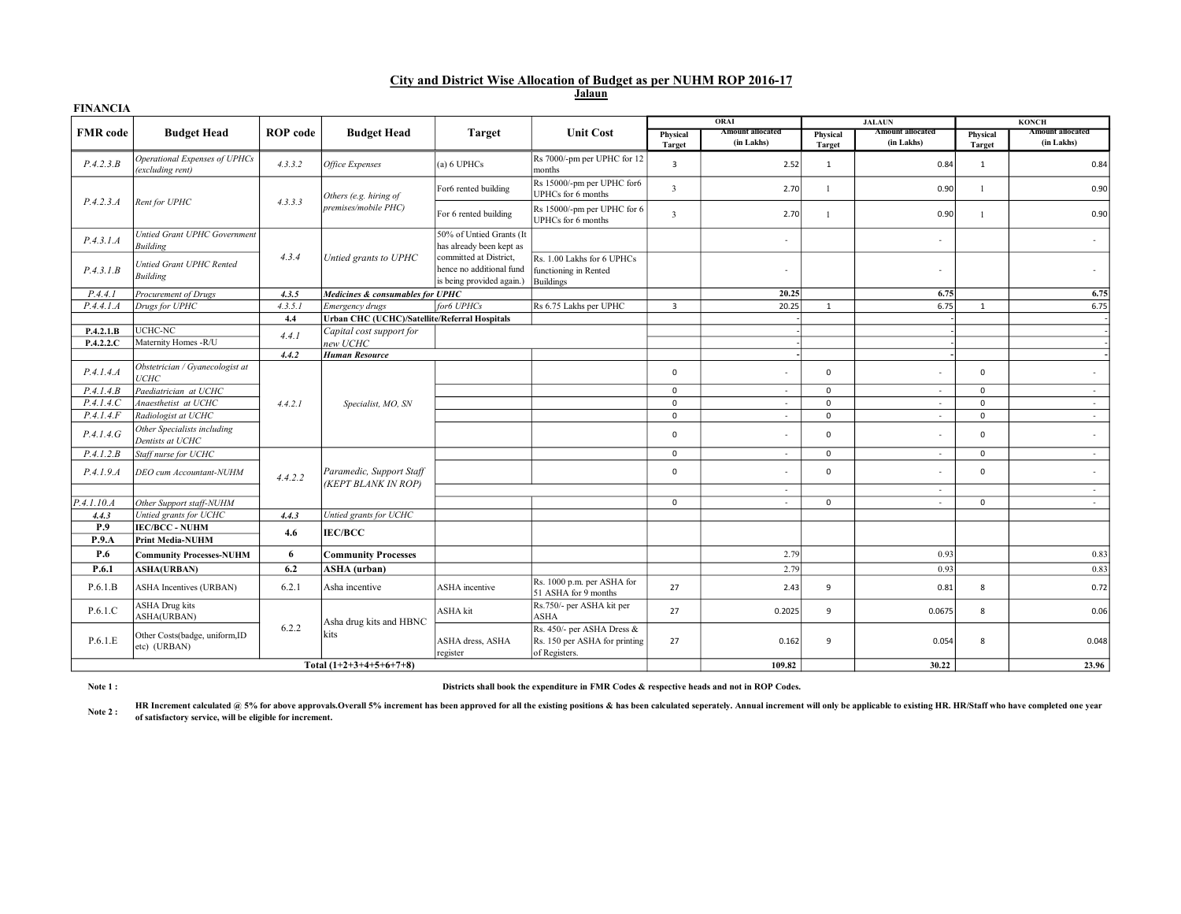## City and District Wise Allocation of Budget as per NUHM ROP 2016-17

**Jalaun**

**FINANCIA**

| FMR code | Budget Head | ROP code | Budget Head | Target | Unit Cost | ORAI | | JALAUN | | KONCH | |
|---|---|---|---|---|---|---|---|---|---|---|---|
| | | | | | | Physical Target | Amount allocated (in Lakhs) | Physical Target | Amount allocated (in Lakhs) | Physical Target | Amount allocated (in Lakhs) |
| P.4.2.3.B | *Operational Expenses of UPHCs (excluding rent)* | *4.3.3.2* | *Office Expenses* | (a) 6 UPHCs | Rs 7000/-pm per UPHC for 12 months | 3 | 2.52 | 1 | 0.84 | 1 | 0.84 |
| P.4.2.3.A | *Rent for UPHC* | *4.3.3.3* | *Others (e.g. hiring of premises/mobile PHC)* | For6 rented building | Rs 15000/-pm per UPHC for6 UPHCs for 6 months | 3 | 2.70 | 1 | 0.90 | 1 | 0.90 |
| | | | | For 6 rented building | Rs 15000/-pm per UPHC for 6 UPHCs for 6 months | 3 | 2.70 | 1 | 0.90 | 1 | 0.90 |
| P.4.3.1.A | *Untied Grant UPHC Government Building* | *4.3.4* | *Untied grants to UPHC* | 50% of Untied Grants (It has already been kept as committed at District, hence no additional fund is being provided again.) | | | - | | - | | - |
| P.4.3.1.B | *Untied Grant UPHC Rented Building* | | | | Rs. 1.00 Lakhs for 6 UPHCs functioning in Rented Buildings | | - | | - | | - |
| P.4.4.1 | *Procurement of Drugs* | ***4.3.5*** | ***Medicines & consumables for UPHC*** | | | | **20.25** | | **6.75** | | **6.75** |
| P.4.4.1.A | *Drugs for UPHC* | *4.3.5.1* | *Emergency drugs* | *for6 UPHCs* | Rs 6.75 Lakhs per UPHC | 3 | 20.25 | 1 | 6.75 | 1 | 6.75 |
| | | **4.4** | **Urban CHC (UCHC)/Satellite/Referral Hospitals** | | | | - | | - | | - |
| **P.4.2.1.B** | UCHC-NC | *4.4.1* | *Capital cost support for new UCHC* | | | | - | | - | | - |
| **P.4.2.2.C** | Maternity Homes -R/U | | | | | | - | | - | | - |
| | | ***4.4.2*** | ***Human Resource*** | | | | - | | - | | - |
| P.4.1.4.A | *Obstetrician / Gyanecologist at UCHC* | *4.4.2.1* | *Specialist, MO, SN* | | | 0 | - | 0 | - | 0 | - |
| P.4.1.4.B | *Paediatrician at UCHC* | | | | | 0 | - | 0 | - | 0 | - |
| P.4.1.4.C | *Anaesthetist at UCHC* | | | | | 0 | - | 0 | - | 0 | - |
| P.4.1.4.F | *Radiologist at UCHC* | | | | | 0 | - | 0 | - | 0 | - |
| P.4.1.4.G | *Other Specialists including Dentists at UCHC* | | | | | 0 | - | 0 | - | 0 | - |
| P.4.1.2.B | *Staff nurse for UCHC* | *4.4.2.2* | *Paramedic, Support Staff (KEPT BLANK IN ROP)* | | | 0 | - | 0 | - | 0 | - |
| P.4.1.9.A | *DEO cum Accountant-NUHM* | | | | | 0 | - | 0 | - | 0 | - |
| | | | | | | | - | | - | | - |
| P.4.1.10.A | *Other Support staff-NUHM* | | | | | 0 | - | 0 | - | 0 | - |
| ***4.4.3*** | *Untied grants for UCHC* | ***4.4.3*** | *Untied grants for UCHC* | | | | | | | | |
| **P.9** | **IEC/BCC - NUHM** | **4.6** | **IEC/BCC** | | | | | | | | |
| **P.9.A** | **Print Media-NUHM** | | | | | | | | | | |
| **P.6** | **Community Processes-NUHM** | **6** | **Community Processes** | | | | 2.79 | | 0.93 | | 0.83 |
| **P.6.1** | **ASHA(URBAN)** | **6.2** | **ASHA (urban)** | | | | 2.79 | | 0.93 | | 0.83 |
| P.6.1.B | ASHA Incentives (URBAN) | 6.2.1 | Asha incentive | ASHA incentive | Rs. 1000 p.m. per ASHA for 51 ASHA for 9 months | 27 | 2.43 | 9 | 0.81 | 8 | 0.72 |
| P.6.1.C | ASHA Drug kits ASHA(URBAN) | 6.2.2 | Asha drug kits and HBNC kits | ASHA kit | Rs.750/- per ASHA kit per ASHA | 27 | 0.2025 | 9 | 0.0675 | 8 | 0.06 |
| P.6.1.E | Other Costs(badge, uniform,ID etc) (URBAN) | | | ASHA dress, ASHA register | Rs. 450/- per ASHA Dress & Rs. 150 per ASHA for printing of Registers. | 27 | 0.162 | 9 | 0.054 | 8 | 0.048 |
| **Total (1+2+3+4+5+6+7+8)** | | | | | | | **109.82** | | **30.22** | | **23.96** |

**Note 1 :** **Districts shall book the expenditure in FMR Codes & respective heads and not in ROP Codes.**

**Note 2 :** **HR Increment calculated @ 5% for above approvals.Overall 5% increment has been approved for all the existing positions & has been calculated seperately. Annual increment will only be applicable to existing HR. HR/Staff who have completed one year of satisfactory service, will be eligible for increment.**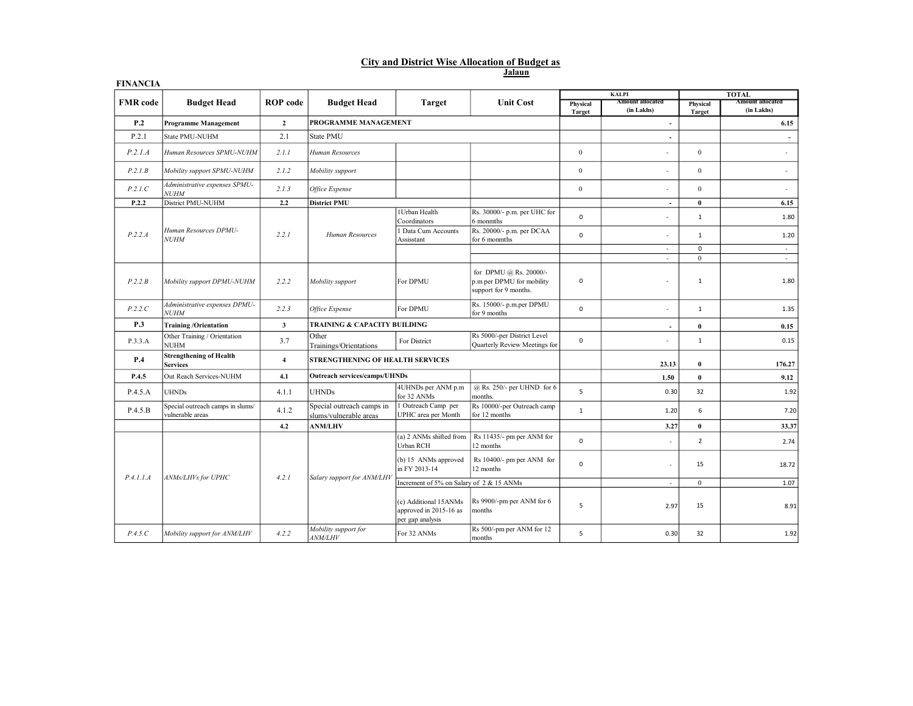## City and District Wise Allocation of Budget as

**Jalaun**

**FINANCIA**

| FMR code | Budget Head | ROP code | Budget Head | Target | Unit Cost | KALPI | | TOTAL | |
|---|---|---|---|---|---|---|---|---|---|
| | | | | | | Physical Target | Amount allocated (in Lakhs) | Physical Target | Amount allocated (in Lakhs) |
| **P.2** | **Programme Management** | **2** | **PROGRAMME MANAGEMENT** | | | | **-** | | **6.15** |
| P.2.1 | State PMU-NUHM | 2.1 | State PMU | | | | **-** | | **-** |
| *P.2.1.A* | *Human Resources SPMU-NUHM* | *2.1.1* | *Human Resources* | | | 0 | - | 0 | - |
| *P.2.1.B* | *Mobility support SPMU-NUHM* | *2.1.2* | *Mobility support* | | | 0 | - | 0 | - |
| *P.2.1.C* | *Administrative expenses SPMU-NUHM* | *2.1.3* | *Office Expense* | | | 0 | - | 0 | - |
| **P.2.2** | District PMU-NUHM | **2.2** | **District PMU** | | | | **-** | **0** | **6.15** |
| *P.2.2.A* | *Human Resources DPMU-NUHM* | *2.2.1* | *Human Resources* | 1Urban Health Coordinators | Rs. 30000/- p.m. per UHC for 6 monmths | 0 | - | 1 | 1.80 |
| | | | | 1 Data Cum Accounts Assisstant | Rs. 20000/- p.m. per DCAA for 6 monmths | 0 | - | 1 | 1.20 |
| | | | | | | | - | 0 | - |
| | | | | | | | - | 0 | - |
| *P.2.2.B* | *Mobility support DPMU-NUHM* | *2.2.2* | *Mobility support* | For DPMU | for DPMU @ Rs. 20000/- p.m per DPMU for mobility support for 9 months. | 0 | - | 1 | 1.80 |
| *P.2.2.C* | *Administrative expenses DPMU-NUHM* | *2.2.3* | *Office Expense* | For DPMU | Rs. 15000/- p.m.per DPMU for 9 months | 0 | - | 1 | 1.35 |
| **P.3** | **Training /Orientation** | **3** | **TRAINING & CAPACITY BUILDING** | | | | **-** | **0** | **0.15** |
| P.3.3.A | Other Training / Orientation NUHM | 3.7 | Other Trainings/Orientations | For District | Rs 5000/-per District Level Quarterly Review Meetings for | 0 | - | 1 | 0.15 |
| **P.4** | **Strengthening of Health Services** | **4** | **STRENGTHENING OF HEALTH SERVICES** | | | | **23.13** | **0** | **176.27** |
| **P.4.5** | Out Reach Services-NUHM | **4.1** | **Outreach services/camps/UHNDs** | | | | **1.50** | **0** | **9.12** |
| P.4.5.A | UHNDs | 4.1.1 | UHNDs | 4UHNDs per ANM p.m for 32 ANMs | @ Rs. 250/- per UHND for 6 months. | 5 | 0.30 | 32 | 1.92 |
| P.4.5.B | Special outreach camps in slums/ vulnerable areas | 4.1.2 | Special outreach camps in slums/vulnerable areas | 1 Outreach Camp per UPHC area per Month | Rs 10000/-per Outreach camp for 12 months | 1 | 1.20 | 6 | 7.20 |
| | | **4.2** | **ANM/LHV** | | | | **3.27** | **0** | **33.37** |
| *P.4.1.1.A* | *ANMs/LHVs for UPHC* | *4.2.1* | *Salary support for ANM/LHV* | (a) 2 ANMs shifted from Urban RCH | Rs 11435/- pm per ANM for 12 months | 0 | - | 2 | 2.74 |
| | | | | (b) 15 ANMs approved in FY 2013-14 | Rs 10400/- pm per ANM for 12 months | 0 | - | 15 | 18.72 |
| | | | | Increment of 5% on Salary of 2 & 15 ANMs | | | - | 0 | 1.07 |
| | | | | (c) Additional 15ANMs approved in 2015-16 as per gap analysis | Rs 9900/-pm per ANM for 6 months | 5 | 2.97 | 15 | 8.91 |
| *P.4.5.C* | *Mobility support for ANM/LHV* | *4.2.2* | *Mobility support for ANM/LHV* | For 32 ANMs | Rs 500/-pm per ANM for 12 months | 5 | 0.30 | 32 | 1.92 |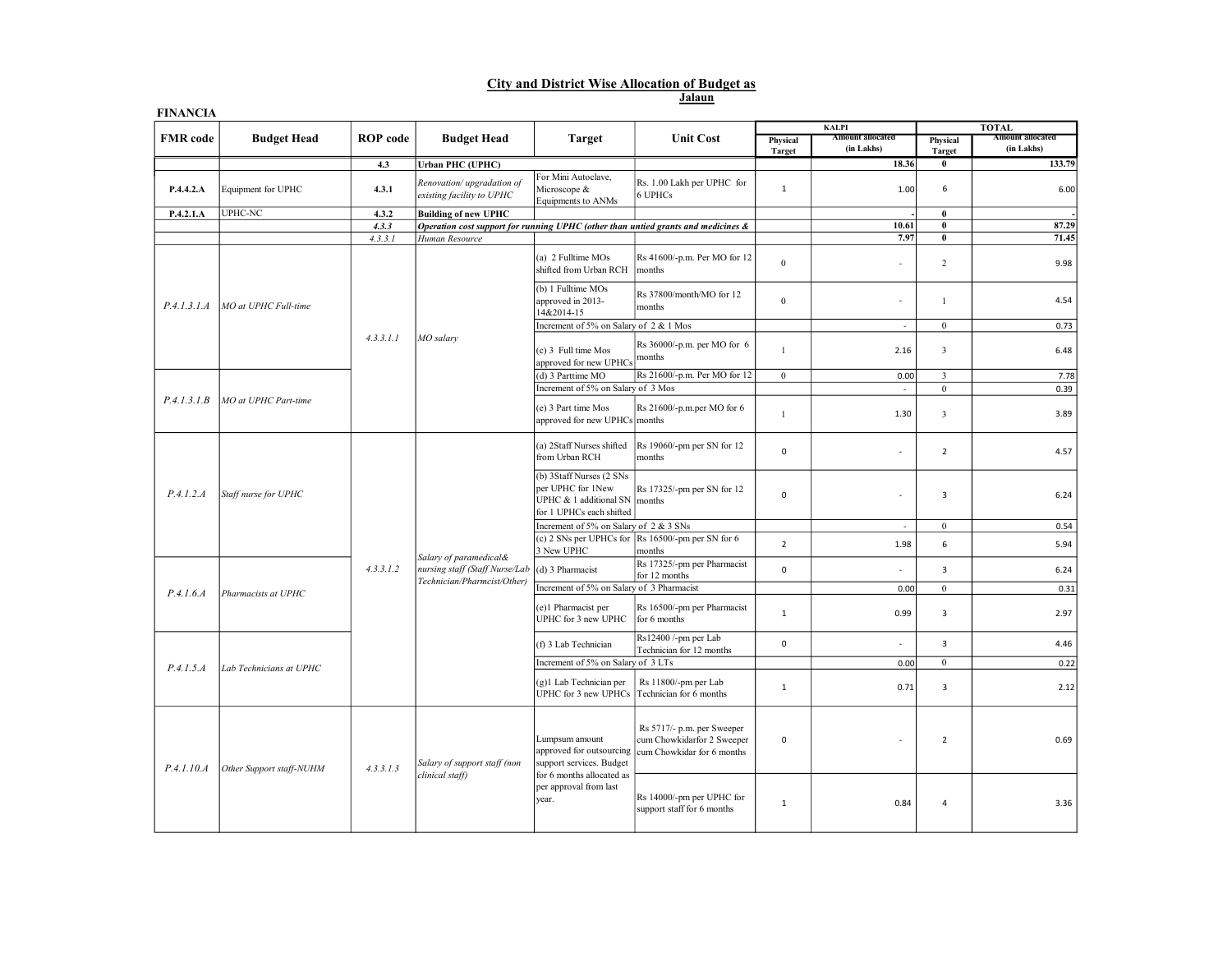## City and District Wise Allocation of Budget as

### Jalaun

**FINANCIA**

| FMR code | Budget Head | ROP code | Budget Head | Target | Unit Cost | KALPI | | TOTAL | |
|---|---|---|---|---|---|---|---|---|---|
| | | | | | | Physical Target | Amount allocated (in Lakhs) | Physical Target | Amount allocated (in Lakhs) |
| | | **4.3** | **Urban PHC (UPHC)** | | | | **18.36** | **0** | **133.79** |
| **P.4.4.2.A** | Equipment for UPHC | **4.3.1** | *Renovation/ upgradation of existing facility to UPHC* | For Mini Autoclave, Microscope & Equipments to ANMs | Rs. 1.00 Lakh per UPHC for 6 UPHCs | 1 | 1.00 | 6 | 6.00 |
| **P.4.2.1.A** | UPHC-NC | **4.3.2** | **Building of new UPHC** | | | | - | **0** | - |
| | | *4.3.3* | ***Operation cost support for running UPHC (other than untied grants and medicines &*** | | | | **10.61** | **0** | **87.29** |
| | | *4.3.3.1* | *Human Resource* | | | | **7.97** | **0** | **71.45** |
| *P.4.1.3.1.A* | *MO at UPHC Full-time* | *4.3.3.1.1* | *MO salary* | (a) 2 Fulltime MOs shifted from Urban RCH | Rs 41600/-p.m. Per MO for 12 months | 0 | - | 2 | 9.98 |
| | | | | (b) 1 Fulltime MOs approved in 2013-14&2014-15 | Rs 37800/month/MO for 12 months | 0 | - | 1 | 4.54 |
| | | | | Increment of 5% on Salary of 2 & 1 Mos | | | - | 0 | 0.73 |
| | | | | (c) 3 Full time Mos approved for new UPHCs | Rs 36000/-p.m. per MO for 6 months | 1 | 2.16 | 3 | 6.48 |
| *P.4.1.3.1.B* | *MO at UPHC Part-time* | | | (d) 3 Parttime MO | Rs 21600/-p.m. Per MO for 12 | 0 | 0.00 | 3 | 7.78 |
| | | | | Increment of 5% on Salary of 3 Mos | | | - | 0 | 0.39 |
| | | | | (e) 3 Part time Mos approved for new UPHCs | Rs 21600/-p.m.per MO for 6 months | 1 | 1.30 | 3 | 3.89 |
| *P.4.1.2.A* | *Staff nurse for UPHC* | *4.3.3.1.2* | *Salary of paramedical& nursing staff (Staff Nurse/Lab Technician/Pharmcist/Other)* | (a) 2Staff Nurses shifted from Urban RCH | Rs 19060/-pm per SN for 12 months | 0 | - | 2 | 4.57 |
| | | | | (b) 3Staff Nurses (2 SNs per UPHC for 1New UPHC & 1 additional SN for 1 UPHCs each shifted | Rs 17325/-pm per SN for 12 months | 0 | - | 3 | 6.24 |
| | | | | Increment of 5% on Salary of 2 & 3 SNs | | | - | 0 | 0.54 |
| | | | | (c) 2 SNs per UPHCs for 3 New UPHC | Rs 16500/-pm per SN for 6 months | 2 | 1.98 | 6 | 5.94 |
| *P.4.1.6.A* | *Pharmacists at UPHC* | | | (d) 3 Pharmacist | Rs 17325/-pm per Pharmacist for 12 months | 0 | - | 3 | 6.24 |
| | | | | Increment of 5% on Salary of 3 Pharmacist | | | 0.00 | 0 | 0.31 |
| | | | | (e)1 Pharmacist per UPHC for 3 new UPHC | Rs 16500/-pm per Pharmacist for 6 months | 1 | 0.99 | 3 | 2.97 |
| *P.4.1.5.A* | *Lab Technicians at UPHC* | | | (f) 3 Lab Technician | Rs12400 /-pm per Lab Technician for 12 months | 0 | - | 3 | 4.46 |
| | | | | Increment of 5% on Salary of 3 LTs | | | 0.00 | 0 | 0.22 |
| | | | | (g)1 Lab Technician per UPHC for 3 new UPHCs | Rs 11800/-pm per Lab Technician for 6 months | 1 | 0.71 | 3 | 2.12 |
| *P.4.1.10.A* | *Other Support staff-NUHM* | *4.3.3.1.3* | *Salary of support staff (non clinical staff)* | Lumpsum amount approved for outsourcing support services. Budget for 6 months allocated as per approval from last year. | Rs 5717/- p.m. per Sweeper cum Chowkidarfor 2 Sweeper cum Chowkidar for 6 months | 0 | - | 2 | 0.69 |
| | | | | | Rs 14000/-pm per UPHC for support staff for 6 months | 1 | 0.84 | 4 | 3.36 |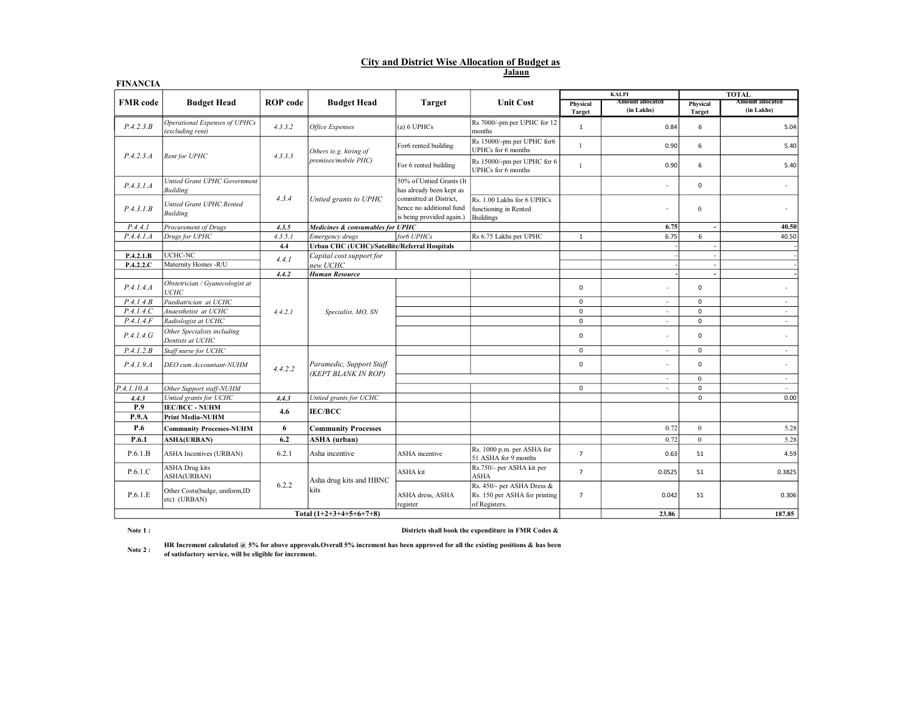## City and District Wise Allocation of Budget as

**Jalaun**

**FINANCIA**

| FMR code | Budget Head | ROP code | Budget Head | Target | Unit Cost | KALPI | | TOTAL | |
|---|---|---|---|---|---|---|---|---|---|
| | | | | | | Physical Target | Amount allocated (in Lakhs) | Physical Target | Amount allocated (in Lakhs) |
| P.4.2.3.B | Operational Expenses of UPHCs (excluding rent) | 4.3.3.2 | Office Expenses | (a) 6 UPHCs | Rs 7000/-pm per UPHC for 12 months | 1 | 0.84 | 6 | 5.04 |
| P.4.2.3.A | Rent for UPHC | 4.3.3.3 | Others (e.g. hiring of premises/mobile PHC) | For6 rented building | Rs 15000/-pm per UPHC for6 UPHCs for 6 months | 1 | 0.90 | 6 | 5.40 |
| | | | | For 6 rented building | Rs 15000/-pm per UPHC for 6 UPHCs for 6 months | 1 | 0.90 | 6 | 5.40 |
| P.4.3.1.A | Untied Grant UPHC Government Building | 4.3.4 | Untied grants to UPHC | 50% of Untied Grants (It has already been kept as committed at District, hence no additional fund is being provided again.) | | | - | 0 | - |
| P.4.3.1.B | Untied Grant UPHC Rented Building | | | | Rs. 1.00 Lakhs for 6 UPHCs functioning in Rented Buildings | | - | 0 | - |
| P.4.4.1 | Procurement of Drugs | **4.3.5** | **Medicines & consumables for UPHC** | | | | **6.75** | **-** | **40.50** |
| P.4.4.1.A | Drugs for UPHC | 4.3.5.1 | Emergency drugs | for6 UPHCs | Rs 6.75 Lakhs per UPHC | 1 | 6.75 | 6 | 40.50 |
| | | **4.4** | **Urban CHC (UCHC)/Satellite/Referral Hospitals** | | | | - | - | - |
| **P.4.2.1.B** | UCHC-NC | 4.4.1 | Capital cost support for new UCHC | | | | - | - | - |
| **P.4.2.2.C** | Maternity Homes -R/U | | | | | | - | - | - |
| | | **4.4.2** | **Human Resource** | | | | - | **-** | - |
| P.4.1.4.A | Obstetrician / Gyanecologist at UCHC | 4.4.2.1 | Specialist, MO, SN | | | 0 | - | 0 | - |
| P.4.1.4.B | Paediatrician at UCHC | | | | | 0 | - | 0 | - |
| P.4.1.4.C | Anaesthetist at UCHC | | | | | 0 | - | 0 | - |
| P.4.1.4.F | Radiologist at UCHC | | | | | 0 | - | 0 | - |
| P.4.1.4.G | Other Specialists including Dentists at UCHC | | | | | 0 | - | 0 | - |
| P.4.1.2.B | Staff nurse for UCHC | 4.4.2.2 | Paramedic, Support Staff (KEPT BLANK IN ROP) | | | 0 | - | 0 | - |
| P.4.1.9.A | DEO cum Accountant-NUHM | | | | | 0 | - | 0 | - |
| | | | | | | | - | 0 | - |
| P.4.1.10.A | Other Support staff-NUHM | | | | | 0 | - | 0 | - |
| **4.4.3** | Untied grants for UCHC | **4.4.3** | Untied grants for UCHC | | | | | 0 | 0.00 |
| **P.9** | **IEC/BCC - NUHM** | **4.6** | **IEC/BCC** | | | | | | |
| **P.9.A** | **Print Media-NUHM** | | | | | | | | |
| **P.6** | **Community Processes-NUHM** | **6** | **Community Processes** | | | | 0.72 | 0 | 5.28 |
| **P.6.1** | **ASHA(URBAN)** | **6.2** | **ASHA (urban)** | | | | 0.72 | 0 | 5.28 |
| P.6.1.B | ASHA Incentives (URBAN) | 6.2.1 | Asha incentive | ASHA incentive | Rs. 1000 p.m. per ASHA for 51 ASHA for 9 months | 7 | 0.63 | 51 | 4.59 |
| P.6.1.C | ASHA Drug kits ASHA(URBAN) | 6.2.2 | Asha drug kits and HBNC kits | ASHA kit | Rs.750/- per ASHA kit per ASHA | 7 | 0.0525 | 51 | 0.3825 |
| P.6.1.E | Other Costs(badge, uniform,ID etc) (URBAN) | | | ASHA dress, ASHA register | Rs. 450/- per ASHA Dress & Rs. 150 per ASHA for printing of Registers. | 7 | 0.042 | 51 | 0.306 |
| **Total (1+2+3+4+5+6+7+8)** | | | | | | | **23.86** | | **187.85** |

**Note 1 :** **Districts shall book the expenditure in FMR Codes &**

**Note 2 :** **HR Increment calculated @ 5% for above approvals.Overall 5% increment has been approved for all the existing positions & has been of satisfactory service, will be eligible for increment.**